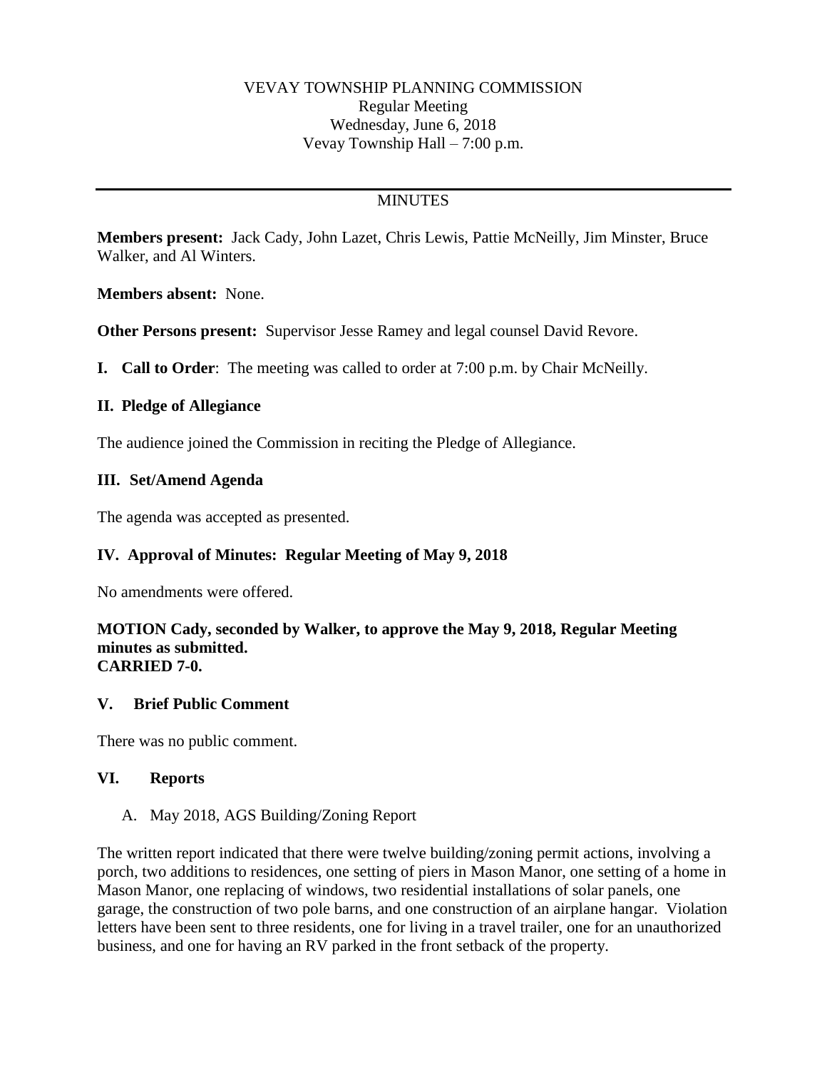VEVAY TOWNSHIP PLANNING COMMISSION
Regular Meeting
Wednesday, June 6, 2018
Vevay Township Hall – 7:00 p.m.

---

MINUTES

**Members present:** Jack Cady, John Lazet, Chris Lewis, Pattie McNeilly, Jim Minster, Bruce Walker, and Al Winters.

**Members absent:** None.

**Other Persons present:** Supervisor Jesse Ramey and legal counsel David Revore.

**I. Call to Order**: The meeting was called to order at 7:00 p.m. by Chair McNeilly.

**II. Pledge of Allegiance**

The audience joined the Commission in reciting the Pledge of Allegiance.

**III. Set/Amend Agenda**

The agenda was accepted as presented.

**IV. Approval of Minutes: Regular Meeting of May 9, 2018**

No amendments were offered.

**MOTION Cady, seconded by Walker, to approve the May 9, 2018, Regular Meeting minutes as submitted.**
**CARRIED 7-0.**

**V. Brief Public Comment**

There was no public comment.

**VI. Reports**

A. May 2018, AGS Building/Zoning Report

The written report indicated that there were twelve building/zoning permit actions, involving a porch, two additions to residences, one setting of piers in Mason Manor, one setting of a home in Mason Manor, one replacing of windows, two residential installations of solar panels, one garage, the construction of two pole barns, and one construction of an airplane hangar. Violation letters have been sent to three residents, one for living in a travel trailer, one for an unauthorized business, and one for having an RV parked in the front setback of the property.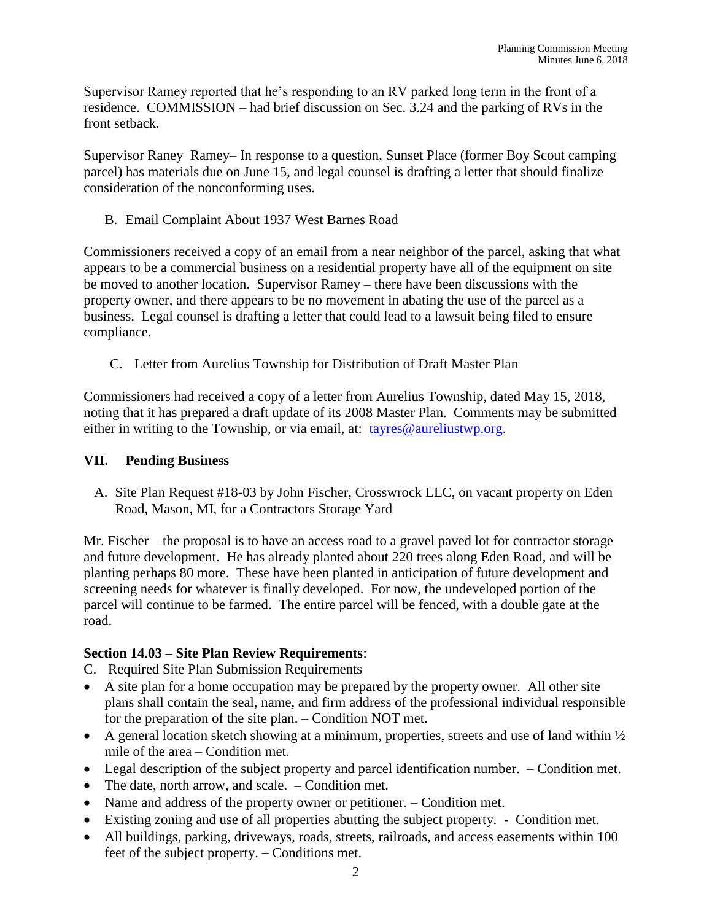Supervisor Ramey reported that he's responding to an RV parked long term in the front of a residence. COMMISSION – had brief discussion on Sec. 3.24 and the parking of RVs in the front setback.

Supervisor ~~Raney~~ Ramey– In response to a question, Sunset Place (former Boy Scout camping parcel) has materials due on June 15, and legal counsel is drafting a letter that should finalize consideration of the nonconforming uses.

B. Email Complaint About 1937 West Barnes Road

Commissioners received a copy of an email from a near neighbor of the parcel, asking that what appears to be a commercial business on a residential property have all of the equipment on site be moved to another location. Supervisor Ramey – there have been discussions with the property owner, and there appears to be no movement in abating the use of the parcel as a business. Legal counsel is drafting a letter that could lead to a lawsuit being filed to ensure compliance.

C. Letter from Aurelius Township for Distribution of Draft Master Plan

Commissioners had received a copy of a letter from Aurelius Township, dated May 15, 2018, noting that it has prepared a draft update of its 2008 Master Plan. Comments may be submitted either in writing to the Township, or via email, at: tayres@aureliustwp.org.

## VII. Pending Business

A. Site Plan Request #18-03 by John Fischer, Crosswrock LLC, on vacant property on Eden Road, Mason, MI, for a Contractors Storage Yard

Mr. Fischer – the proposal is to have an access road to a gravel paved lot for contractor storage and future development. He has already planted about 220 trees along Eden Road, and will be planting perhaps 80 more. These have been planted in anticipation of future development and screening needs for whatever is finally developed. For now, the undeveloped portion of the parcel will continue to be farmed. The entire parcel will be fenced, with a double gate at the road.

**Section 14.03 – Site Plan Review Requirements**:

C. Required Site Plan Submission Requirements

- A site plan for a home occupation may be prepared by the property owner. All other site plans shall contain the seal, name, and firm address of the professional individual responsible for the preparation of the site plan. – Condition NOT met.
- A general location sketch showing at a minimum, properties, streets and use of land within ½ mile of the area – Condition met.
- Legal description of the subject property and parcel identification number. – Condition met.
- The date, north arrow, and scale. – Condition met.
- Name and address of the property owner or petitioner. – Condition met.
- Existing zoning and use of all properties abutting the subject property. - Condition met.
- All buildings, parking, driveways, roads, streets, railroads, and access easements within 100 feet of the subject property. – Conditions met.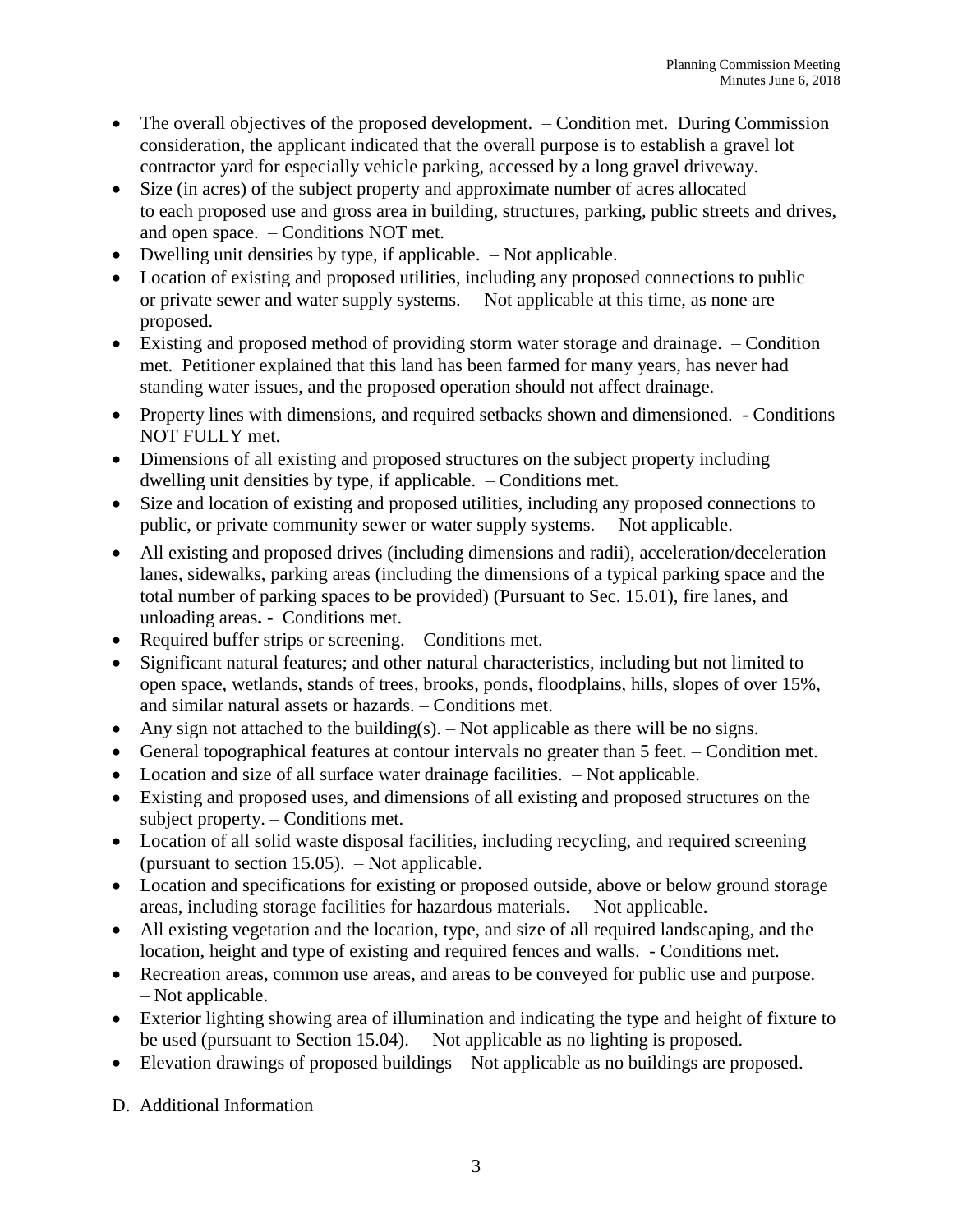- The overall objectives of the proposed development. – Condition met. During Commission consideration, the applicant indicated that the overall purpose is to establish a gravel lot contractor yard for especially vehicle parking, accessed by a long gravel driveway.
- Size (in acres) of the subject property and approximate number of acres allocated to each proposed use and gross area in building, structures, parking, public streets and drives, and open space. – Conditions NOT met.
- Dwelling unit densities by type, if applicable. – Not applicable.
- Location of existing and proposed utilities, including any proposed connections to public or private sewer and water supply systems. – Not applicable at this time, as none are proposed.
- Existing and proposed method of providing storm water storage and drainage. – Condition met. Petitioner explained that this land has been farmed for many years, has never had standing water issues, and the proposed operation should not affect drainage.
- Property lines with dimensions, and required setbacks shown and dimensioned. - Conditions NOT FULLY met.
- Dimensions of all existing and proposed structures on the subject property including dwelling unit densities by type, if applicable. – Conditions met.
- Size and location of existing and proposed utilities, including any proposed connections to public, or private community sewer or water supply systems. – Not applicable.
- All existing and proposed drives (including dimensions and radii), acceleration/deceleration lanes, sidewalks, parking areas (including the dimensions of a typical parking space and the total number of parking spaces to be provided) (Pursuant to Sec. 15.01), fire lanes, and unloading areas**. -** Conditions met.
- Required buffer strips or screening. – Conditions met.
- Significant natural features; and other natural characteristics, including but not limited to open space, wetlands, stands of trees, brooks, ponds, floodplains, hills, slopes of over 15%, and similar natural assets or hazards. – Conditions met.
- Any sign not attached to the building(s). – Not applicable as there will be no signs.
- General topographical features at contour intervals no greater than 5 feet. – Condition met.
- Location and size of all surface water drainage facilities. – Not applicable.
- Existing and proposed uses, and dimensions of all existing and proposed structures on the subject property. – Conditions met.
- Location of all solid waste disposal facilities, including recycling, and required screening (pursuant to section 15.05). – Not applicable.
- Location and specifications for existing or proposed outside, above or below ground storage areas, including storage facilities for hazardous materials. – Not applicable.
- All existing vegetation and the location, type, and size of all required landscaping, and the location, height and type of existing and required fences and walls. - Conditions met.
- Recreation areas, common use areas, and areas to be conveyed for public use and purpose. – Not applicable.
- Exterior lighting showing area of illumination and indicating the type and height of fixture to be used (pursuant to Section 15.04). – Not applicable as no lighting is proposed.
- Elevation drawings of proposed buildings – Not applicable as no buildings are proposed.

D. Additional Information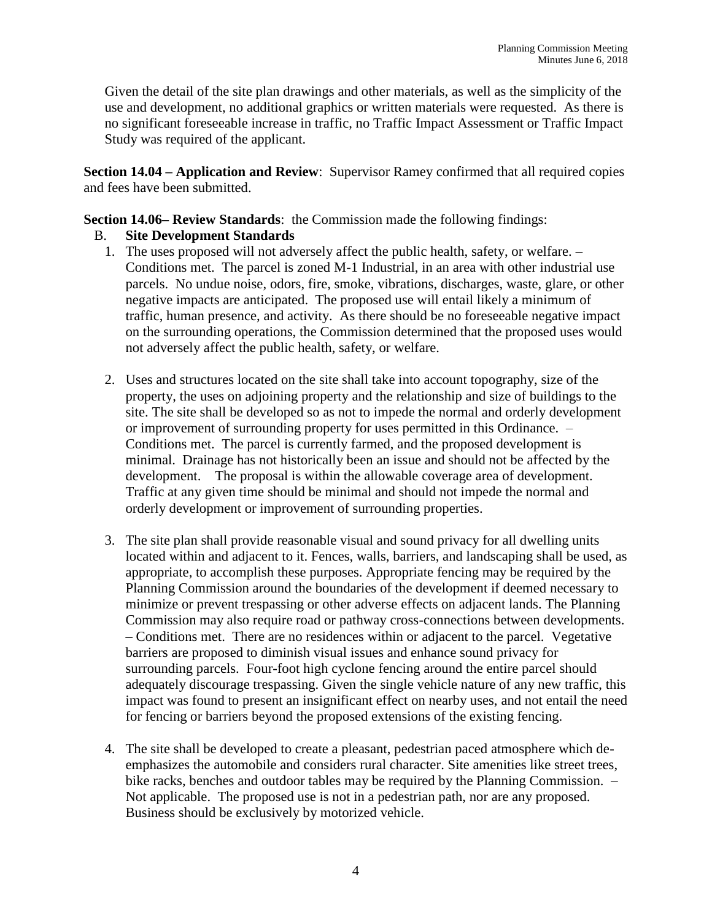Given the detail of the site plan drawings and other materials, as well as the simplicity of the use and development, no additional graphics or written materials were requested. As there is no significant foreseeable increase in traffic, no Traffic Impact Assessment or Traffic Impact Study was required of the applicant.

**Section 14.04 – Application and Review**: Supervisor Ramey confirmed that all required copies and fees have been submitted.

**Section 14.06– Review Standards**: the Commission made the following findings:

B. **Site Development Standards**

1. The uses proposed will not adversely affect the public health, safety, or welfare. – Conditions met. The parcel is zoned M-1 Industrial, in an area with other industrial use parcels. No undue noise, odors, fire, smoke, vibrations, discharges, waste, glare, or other negative impacts are anticipated. The proposed use will entail likely a minimum of traffic, human presence, and activity. As there should be no foreseeable negative impact on the surrounding operations, the Commission determined that the proposed uses would not adversely affect the public health, safety, or welfare.

2. Uses and structures located on the site shall take into account topography, size of the property, the uses on adjoining property and the relationship and size of buildings to the site. The site shall be developed so as not to impede the normal and orderly development or improvement of surrounding property for uses permitted in this Ordinance. – Conditions met. The parcel is currently farmed, and the proposed development is minimal. Drainage has not historically been an issue and should not be affected by the development. The proposal is within the allowable coverage area of development. Traffic at any given time should be minimal and should not impede the normal and orderly development or improvement of surrounding properties.

3. The site plan shall provide reasonable visual and sound privacy for all dwelling units located within and adjacent to it. Fences, walls, barriers, and landscaping shall be used, as appropriate, to accomplish these purposes. Appropriate fencing may be required by the Planning Commission around the boundaries of the development if deemed necessary to minimize or prevent trespassing or other adverse effects on adjacent lands. The Planning Commission may also require road or pathway cross-connections between developments. – Conditions met. There are no residences within or adjacent to the parcel. Vegetative barriers are proposed to diminish visual issues and enhance sound privacy for surrounding parcels. Four-foot high cyclone fencing around the entire parcel should adequately discourage trespassing. Given the single vehicle nature of any new traffic, this impact was found to present an insignificant effect on nearby uses, and not entail the need for fencing or barriers beyond the proposed extensions of the existing fencing.

4. The site shall be developed to create a pleasant, pedestrian paced atmosphere which de-emphasizes the automobile and considers rural character. Site amenities like street trees, bike racks, benches and outdoor tables may be required by the Planning Commission. – Not applicable. The proposed use is not in a pedestrian path, nor are any proposed. Business should be exclusively by motorized vehicle.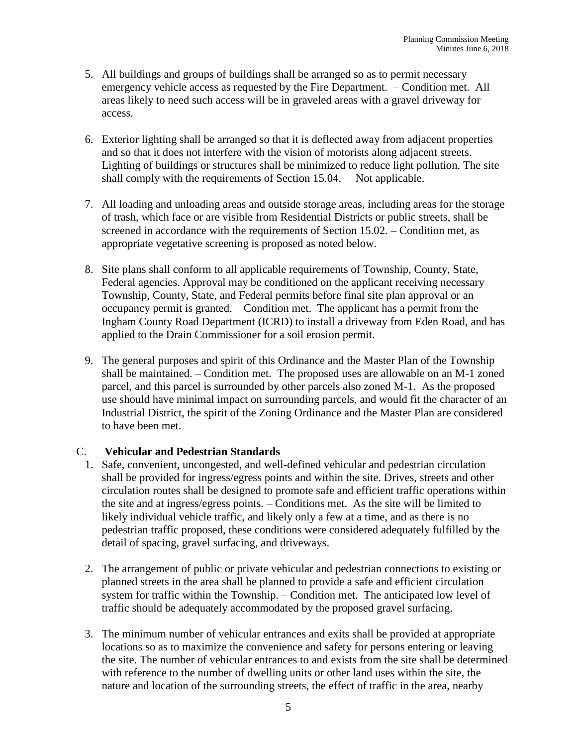5. All buildings and groups of buildings shall be arranged so as to permit necessary emergency vehicle access as requested by the Fire Department. – Condition met. All areas likely to need such access will be in graveled areas with a gravel driveway for access.

6. Exterior lighting shall be arranged so that it is deflected away from adjacent properties and so that it does not interfere with the vision of motorists along adjacent streets. Lighting of buildings or structures shall be minimized to reduce light pollution. The site shall comply with the requirements of Section 15.04. – Not applicable.

7. All loading and unloading areas and outside storage areas, including areas for the storage of trash, which face or are visible from Residential Districts or public streets, shall be screened in accordance with the requirements of Section 15.02. – Condition met, as appropriate vegetative screening is proposed as noted below.

8. Site plans shall conform to all applicable requirements of Township, County, State, Federal agencies. Approval may be conditioned on the applicant receiving necessary Township, County, State, and Federal permits before final site plan approval or an occupancy permit is granted. – Condition met. The applicant has a permit from the Ingham County Road Department (ICRD) to install a driveway from Eden Road, and has applied to the Drain Commissioner for a soil erosion permit.

9. The general purposes and spirit of this Ordinance and the Master Plan of the Township shall be maintained. – Condition met. The proposed uses are allowable on an M-1 zoned parcel, and this parcel is surrounded by other parcels also zoned M-1. As the proposed use should have minimal impact on surrounding parcels, and would fit the character of an Industrial District, the spirit of the Zoning Ordinance and the Master Plan are considered to have been met.

C. **Vehicular and Pedestrian Standards**

1. Safe, convenient, uncongested, and well-defined vehicular and pedestrian circulation shall be provided for ingress/egress points and within the site. Drives, streets and other circulation routes shall be designed to promote safe and efficient traffic operations within the site and at ingress/egress points. – Conditions met. As the site will be limited to likely individual vehicle traffic, and likely only a few at a time, and as there is no pedestrian traffic proposed, these conditions were considered adequately fulfilled by the detail of spacing, gravel surfacing, and driveways.

2. The arrangement of public or private vehicular and pedestrian connections to existing or planned streets in the area shall be planned to provide a safe and efficient circulation system for traffic within the Township. – Condition met. The anticipated low level of traffic should be adequately accommodated by the proposed gravel surfacing.

3. The minimum number of vehicular entrances and exits shall be provided at appropriate locations so as to maximize the convenience and safety for persons entering or leaving the site. The number of vehicular entrances to and exists from the site shall be determined with reference to the number of dwelling units or other land uses within the site, the nature and location of the surrounding streets, the effect of traffic in the area, nearby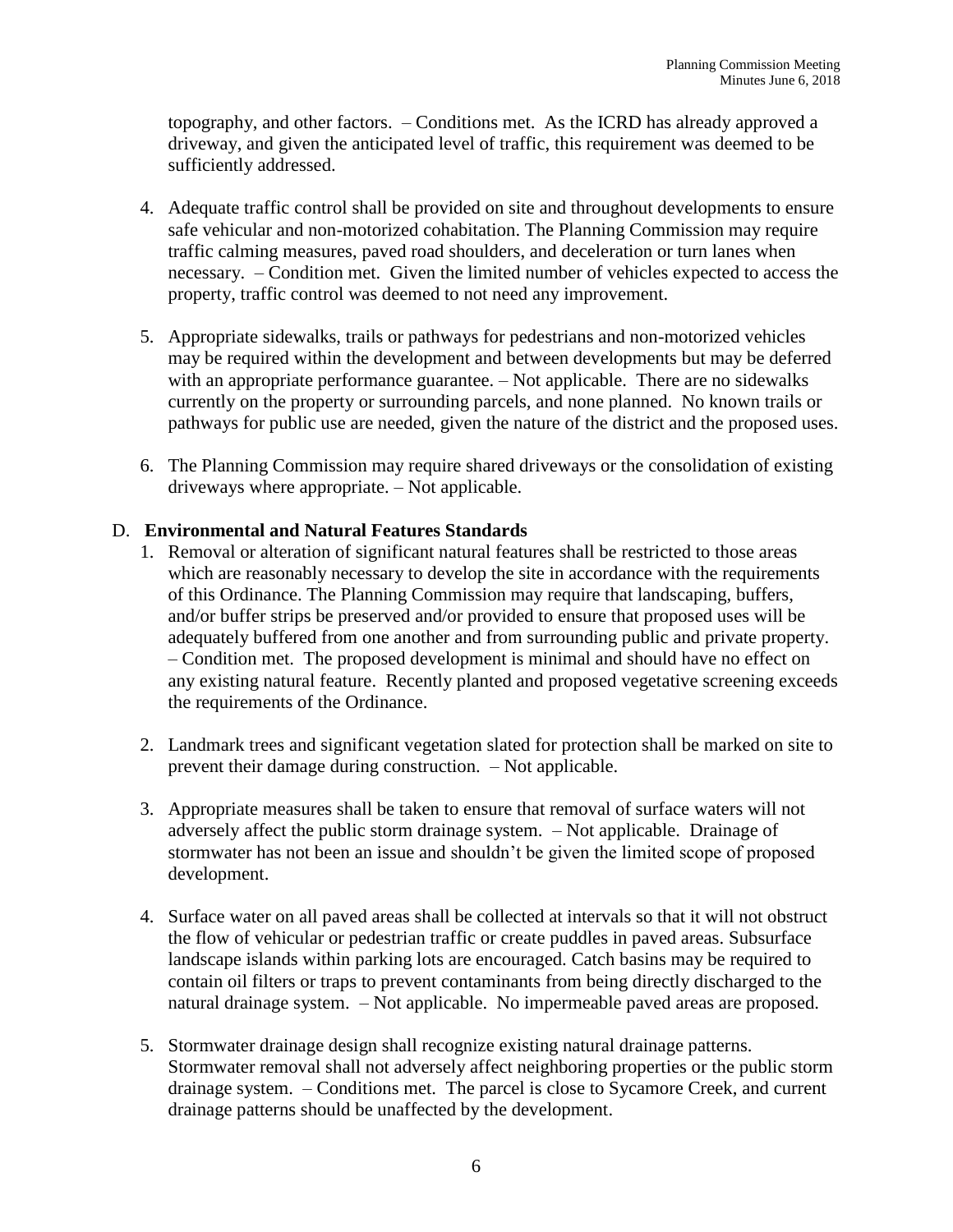topography, and other factors. – Conditions met. As the ICRD has already approved a driveway, and given the anticipated level of traffic, this requirement was deemed to be sufficiently addressed.

4. Adequate traffic control shall be provided on site and throughout developments to ensure safe vehicular and non-motorized cohabitation. The Planning Commission may require traffic calming measures, paved road shoulders, and deceleration or turn lanes when necessary. – Condition met. Given the limited number of vehicles expected to access the property, traffic control was deemed to not need any improvement.

5. Appropriate sidewalks, trails or pathways for pedestrians and non-motorized vehicles may be required within the development and between developments but may be deferred with an appropriate performance guarantee. – Not applicable. There are no sidewalks currently on the property or surrounding parcels, and none planned. No known trails or pathways for public use are needed, given the nature of the district and the proposed uses.

6. The Planning Commission may require shared driveways or the consolidation of existing driveways where appropriate. – Not applicable.

D. **Environmental and Natural Features Standards**

1. Removal or alteration of significant natural features shall be restricted to those areas which are reasonably necessary to develop the site in accordance with the requirements of this Ordinance. The Planning Commission may require that landscaping, buffers, and/or buffer strips be preserved and/or provided to ensure that proposed uses will be adequately buffered from one another and from surrounding public and private property. – Condition met. The proposed development is minimal and should have no effect on any existing natural feature. Recently planted and proposed vegetative screening exceeds the requirements of the Ordinance.

2. Landmark trees and significant vegetation slated for protection shall be marked on site to prevent their damage during construction. – Not applicable.

3. Appropriate measures shall be taken to ensure that removal of surface waters will not adversely affect the public storm drainage system. – Not applicable. Drainage of stormwater has not been an issue and shouldn't be given the limited scope of proposed development.

4. Surface water on all paved areas shall be collected at intervals so that it will not obstruct the flow of vehicular or pedestrian traffic or create puddles in paved areas. Subsurface landscape islands within parking lots are encouraged. Catch basins may be required to contain oil filters or traps to prevent contaminants from being directly discharged to the natural drainage system. – Not applicable. No impermeable paved areas are proposed.

5. Stormwater drainage design shall recognize existing natural drainage patterns. Stormwater removal shall not adversely affect neighboring properties or the public storm drainage system. – Conditions met. The parcel is close to Sycamore Creek, and current drainage patterns should be unaffected by the development.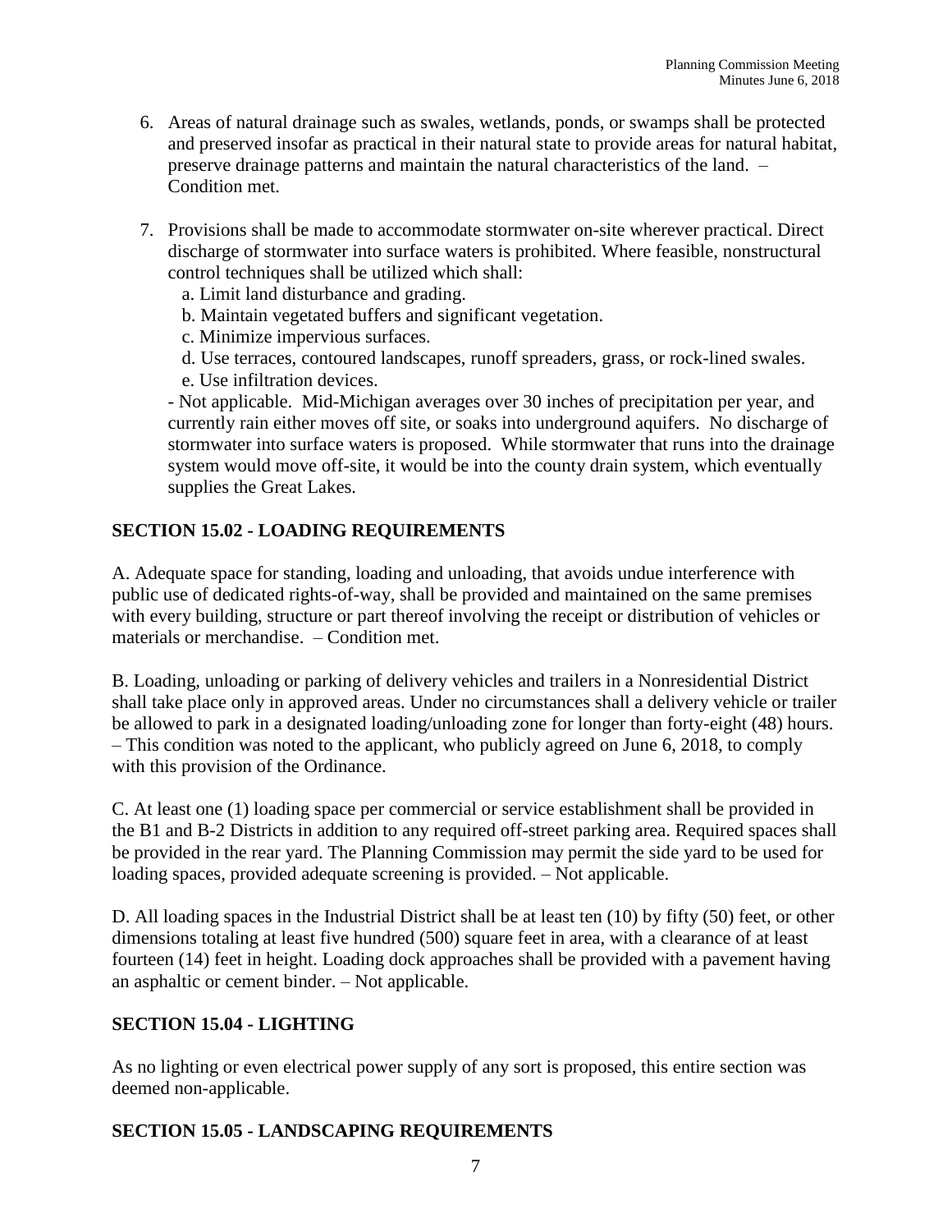6. Areas of natural drainage such as swales, wetlands, ponds, or swamps shall be protected and preserved insofar as practical in their natural state to provide areas for natural habitat, preserve drainage patterns and maintain the natural characteristics of the land. – Condition met.

7. Provisions shall be made to accommodate stormwater on-site wherever practical. Direct discharge of stormwater into surface waters is prohibited. Where feasible, nonstructural control techniques shall be utilized which shall:
   a. Limit land disturbance and grading.
   b. Maintain vegetated buffers and significant vegetation.
   c. Minimize impervious surfaces.
   d. Use terraces, contoured landscapes, runoff spreaders, grass, or rock-lined swales.
   e. Use infiltration devices.

   - Not applicable. Mid-Michigan averages over 30 inches of precipitation per year, and currently rain either moves off site, or soaks into underground aquifers. No discharge of stormwater into surface waters is proposed. While stormwater that runs into the drainage system would move off-site, it would be into the county drain system, which eventually supplies the Great Lakes.

## SECTION 15.02 - LOADING REQUIREMENTS

A. Adequate space for standing, loading and unloading, that avoids undue interference with public use of dedicated rights-of-way, shall be provided and maintained on the same premises with every building, structure or part thereof involving the receipt or distribution of vehicles or materials or merchandise. – Condition met.

B. Loading, unloading or parking of delivery vehicles and trailers in a Nonresidential District shall take place only in approved areas. Under no circumstances shall a delivery vehicle or trailer be allowed to park in a designated loading/unloading zone for longer than forty-eight (48) hours. – This condition was noted to the applicant, who publicly agreed on June 6, 2018, to comply with this provision of the Ordinance.

C. At least one (1) loading space per commercial or service establishment shall be provided in the B1 and B-2 Districts in addition to any required off-street parking area. Required spaces shall be provided in the rear yard. The Planning Commission may permit the side yard to be used for loading spaces, provided adequate screening is provided. – Not applicable.

D. All loading spaces in the Industrial District shall be at least ten (10) by fifty (50) feet, or other dimensions totaling at least five hundred (500) square feet in area, with a clearance of at least fourteen (14) feet in height. Loading dock approaches shall be provided with a pavement having an asphaltic or cement binder. – Not applicable.

## SECTION 15.04 - LIGHTING

As no lighting or even electrical power supply of any sort is proposed, this entire section was deemed non-applicable.

## SECTION 15.05 - LANDSCAPING REQUIREMENTS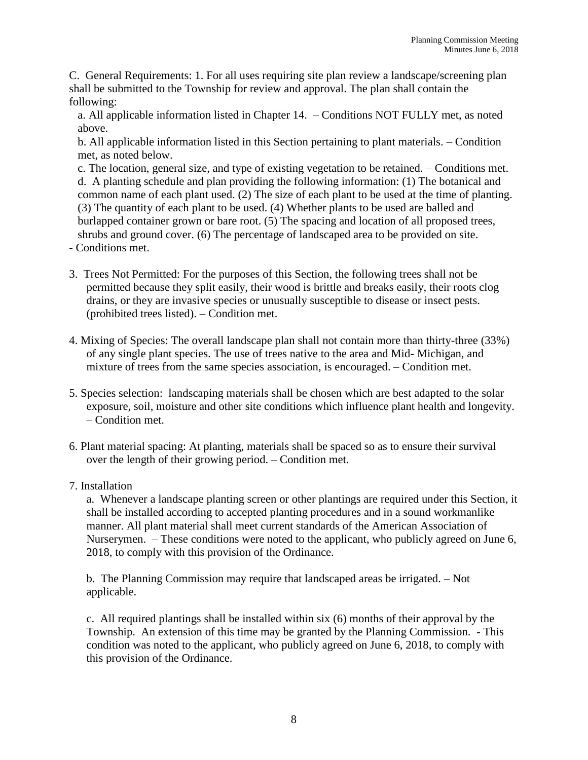C. General Requirements: 1. For all uses requiring site plan review a landscape/screening plan shall be submitted to the Township for review and approval. The plan shall contain the following:

a. All applicable information listed in Chapter 14. – Conditions NOT FULLY met, as noted above.

b. All applicable information listed in this Section pertaining to plant materials. – Condition met, as noted below.

c. The location, general size, and type of existing vegetation to be retained. – Conditions met.

d. A planting schedule and plan providing the following information: (1) The botanical and common name of each plant used. (2) The size of each plant to be used at the time of planting. (3) The quantity of each plant to be used. (4) Whether plants to be used are balled and burlapped container grown or bare root. (5) The spacing and location of all proposed trees, shrubs and ground cover. (6) The percentage of landscaped area to be provided on site.

- Conditions met.

3. Trees Not Permitted: For the purposes of this Section, the following trees shall not be permitted because they split easily, their wood is brittle and breaks easily, their roots clog drains, or they are invasive species or unusually susceptible to disease or insect pests. (prohibited trees listed). – Condition met.

4. Mixing of Species: The overall landscape plan shall not contain more than thirty-three (33%) of any single plant species. The use of trees native to the area and Mid- Michigan, and mixture of trees from the same species association, is encouraged. – Condition met.

5. Species selection: landscaping materials shall be chosen which are best adapted to the solar exposure, soil, moisture and other site conditions which influence plant health and longevity. – Condition met.

6. Plant material spacing: At planting, materials shall be spaced so as to ensure their survival over the length of their growing period. – Condition met.

7. Installation

a. Whenever a landscape planting screen or other plantings are required under this Section, it shall be installed according to accepted planting procedures and in a sound workmanlike manner. All plant material shall meet current standards of the American Association of Nurserymen. – These conditions were noted to the applicant, who publicly agreed on June 6, 2018, to comply with this provision of the Ordinance.

b. The Planning Commission may require that landscaped areas be irrigated. – Not applicable.

c. All required plantings shall be installed within six (6) months of their approval by the Township. An extension of this time may be granted by the Planning Commission. - This condition was noted to the applicant, who publicly agreed on June 6, 2018, to comply with this provision of the Ordinance.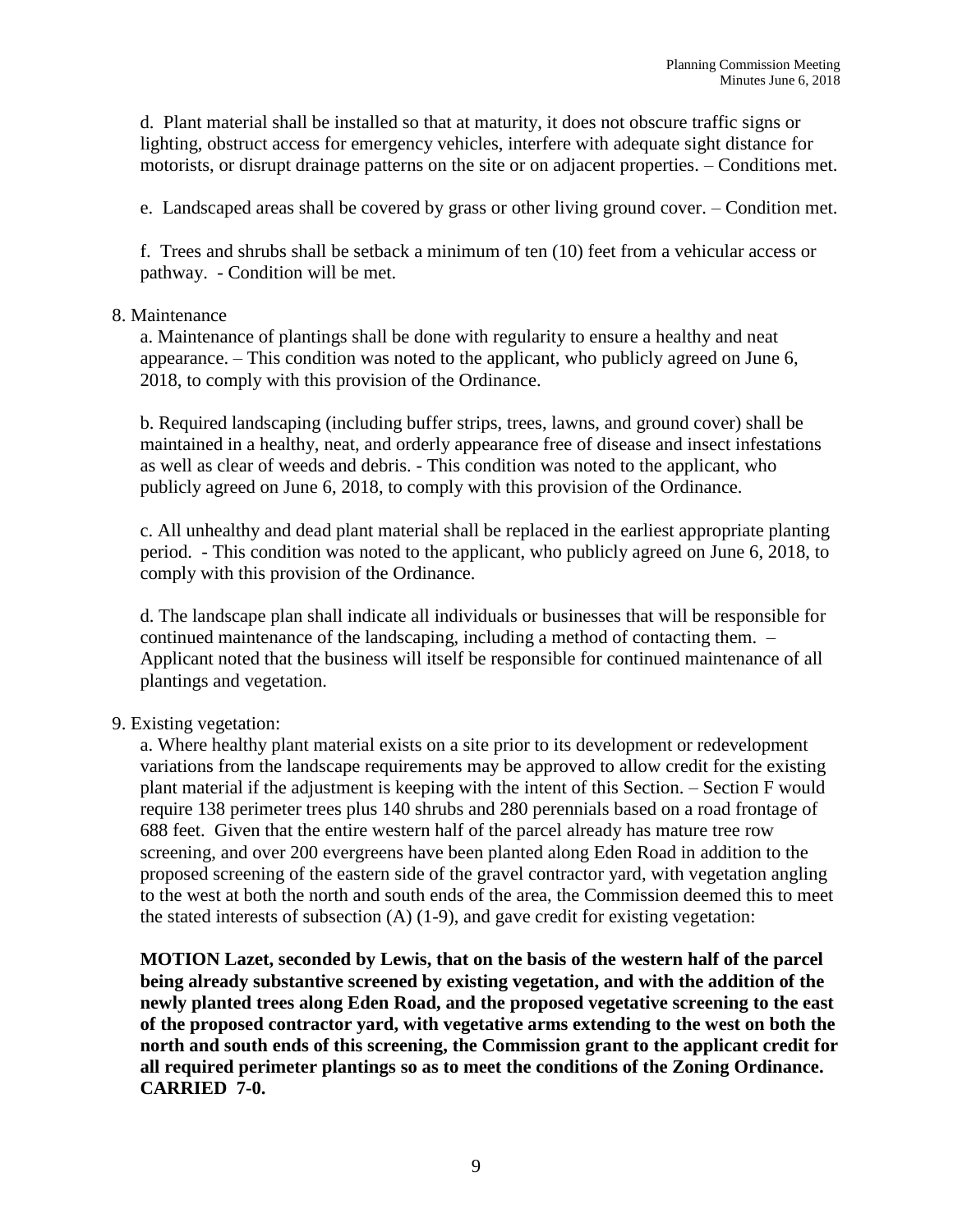d. Plant material shall be installed so that at maturity, it does not obscure traffic signs or lighting, obstruct access for emergency vehicles, interfere with adequate sight distance for motorists, or disrupt drainage patterns on the site or on adjacent properties. – Conditions met.

e. Landscaped areas shall be covered by grass or other living ground cover. – Condition met.

f. Trees and shrubs shall be setback a minimum of ten (10) feet from a vehicular access or pathway. - Condition will be met.

8. Maintenance

a. Maintenance of plantings shall be done with regularity to ensure a healthy and neat appearance. – This condition was noted to the applicant, who publicly agreed on June 6, 2018, to comply with this provision of the Ordinance.

b. Required landscaping (including buffer strips, trees, lawns, and ground cover) shall be maintained in a healthy, neat, and orderly appearance free of disease and insect infestations as well as clear of weeds and debris. - This condition was noted to the applicant, who publicly agreed on June 6, 2018, to comply with this provision of the Ordinance.

c. All unhealthy and dead plant material shall be replaced in the earliest appropriate planting period. - This condition was noted to the applicant, who publicly agreed on June 6, 2018, to comply with this provision of the Ordinance.

d. The landscape plan shall indicate all individuals or businesses that will be responsible for continued maintenance of the landscaping, including a method of contacting them. – Applicant noted that the business will itself be responsible for continued maintenance of all plantings and vegetation.

9. Existing vegetation:

a. Where healthy plant material exists on a site prior to its development or redevelopment variations from the landscape requirements may be approved to allow credit for the existing plant material if the adjustment is keeping with the intent of this Section. – Section F would require 138 perimeter trees plus 140 shrubs and 280 perennials based on a road frontage of 688 feet. Given that the entire western half of the parcel already has mature tree row screening, and over 200 evergreens have been planted along Eden Road in addition to the proposed screening of the eastern side of the gravel contractor yard, with vegetation angling to the west at both the north and south ends of the area, the Commission deemed this to meet the stated interests of subsection (A) (1-9), and gave credit for existing vegetation:

**MOTION Lazet, seconded by Lewis, that on the basis of the western half of the parcel being already substantive screened by existing vegetation, and with the addition of the newly planted trees along Eden Road, and the proposed vegetative screening to the east of the proposed contractor yard, with vegetative arms extending to the west on both the north and south ends of this screening, the Commission grant to the applicant credit for all required perimeter plantings so as to meet the conditions of the Zoning Ordinance. CARRIED 7-0.**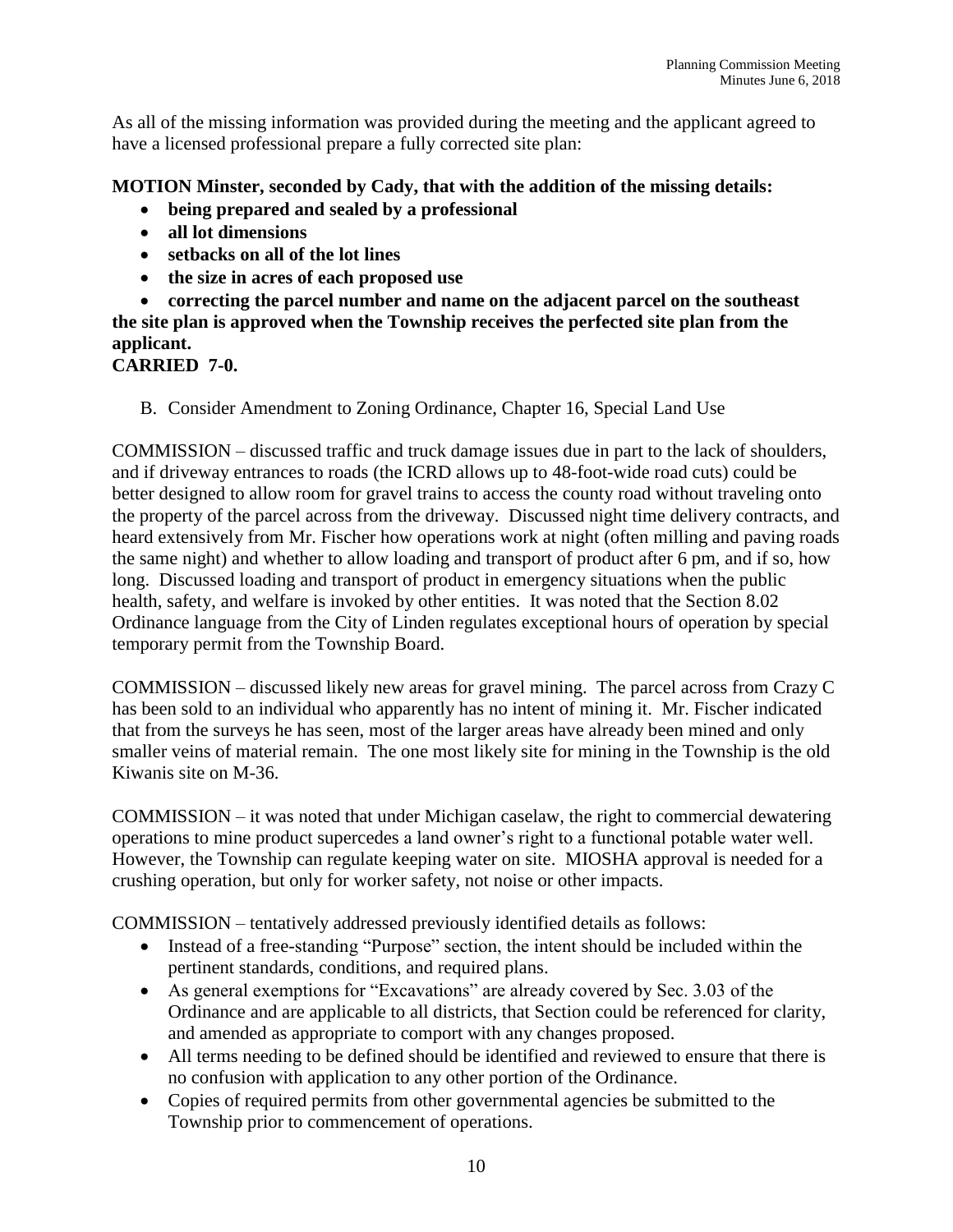As all of the missing information was provided during the meeting and the applicant agreed to have a licensed professional prepare a fully corrected site plan:

**MOTION Minster, seconded by Cady, that with the addition of the missing details:**

- **being prepared and sealed by a professional**
- **all lot dimensions**
- **setbacks on all of the lot lines**
- **the size in acres of each proposed use**
- **correcting the parcel number and name on the adjacent parcel on the southeast**

**the site plan is approved when the Township receives the perfected site plan from the applicant.**

**CARRIED 7-0.**

B. Consider Amendment to Zoning Ordinance, Chapter 16, Special Land Use

COMMISSION – discussed traffic and truck damage issues due in part to the lack of shoulders, and if driveway entrances to roads (the ICRD allows up to 48-foot-wide road cuts) could be better designed to allow room for gravel trains to access the county road without traveling onto the property of the parcel across from the driveway. Discussed night time delivery contracts, and heard extensively from Mr. Fischer how operations work at night (often milling and paving roads the same night) and whether to allow loading and transport of product after 6 pm, and if so, how long. Discussed loading and transport of product in emergency situations when the public health, safety, and welfare is invoked by other entities. It was noted that the Section 8.02 Ordinance language from the City of Linden regulates exceptional hours of operation by special temporary permit from the Township Board.

COMMISSION – discussed likely new areas for gravel mining. The parcel across from Crazy C has been sold to an individual who apparently has no intent of mining it. Mr. Fischer indicated that from the surveys he has seen, most of the larger areas have already been mined and only smaller veins of material remain. The one most likely site for mining in the Township is the old Kiwanis site on M-36.

COMMISSION – it was noted that under Michigan caselaw, the right to commercial dewatering operations to mine product supercedes a land owner's right to a functional potable water well. However, the Township can regulate keeping water on site. MIOSHA approval is needed for a crushing operation, but only for worker safety, not noise or other impacts.

COMMISSION – tentatively addressed previously identified details as follows:

- Instead of a free-standing "Purpose" section, the intent should be included within the pertinent standards, conditions, and required plans.
- As general exemptions for "Excavations" are already covered by Sec. 3.03 of the Ordinance and are applicable to all districts, that Section could be referenced for clarity, and amended as appropriate to comport with any changes proposed.
- All terms needing to be defined should be identified and reviewed to ensure that there is no confusion with application to any other portion of the Ordinance.
- Copies of required permits from other governmental agencies be submitted to the Township prior to commencement of operations.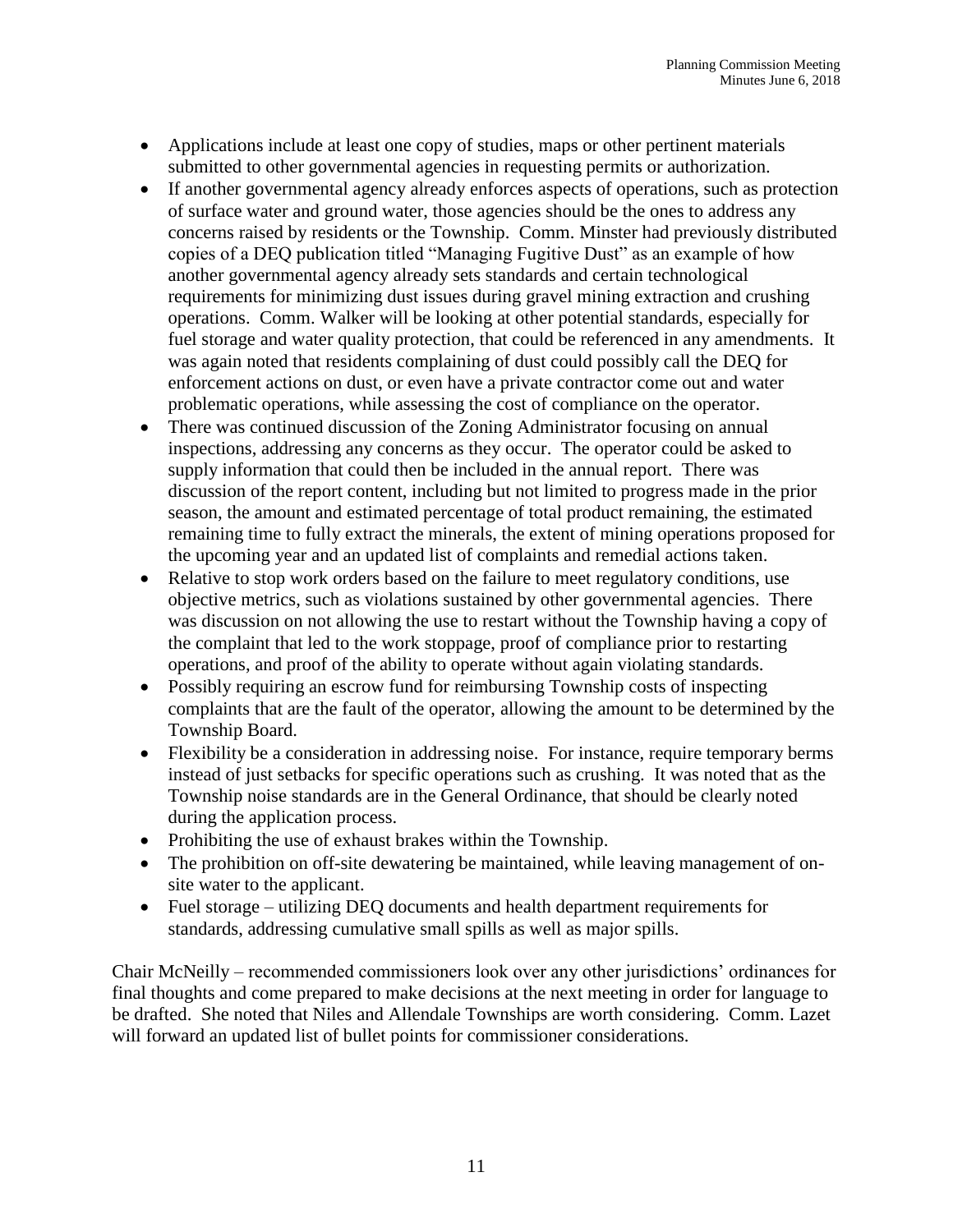- Applications include at least one copy of studies, maps or other pertinent materials submitted to other governmental agencies in requesting permits or authorization.
- If another governmental agency already enforces aspects of operations, such as protection of surface water and ground water, those agencies should be the ones to address any concerns raised by residents or the Township. Comm. Minster had previously distributed copies of a DEQ publication titled "Managing Fugitive Dust" as an example of how another governmental agency already sets standards and certain technological requirements for minimizing dust issues during gravel mining extraction and crushing operations. Comm. Walker will be looking at other potential standards, especially for fuel storage and water quality protection, that could be referenced in any amendments. It was again noted that residents complaining of dust could possibly call the DEQ for enforcement actions on dust, or even have a private contractor come out and water problematic operations, while assessing the cost of compliance on the operator.
- There was continued discussion of the Zoning Administrator focusing on annual inspections, addressing any concerns as they occur. The operator could be asked to supply information that could then be included in the annual report. There was discussion of the report content, including but not limited to progress made in the prior season, the amount and estimated percentage of total product remaining, the estimated remaining time to fully extract the minerals, the extent of mining operations proposed for the upcoming year and an updated list of complaints and remedial actions taken.
- Relative to stop work orders based on the failure to meet regulatory conditions, use objective metrics, such as violations sustained by other governmental agencies. There was discussion on not allowing the use to restart without the Township having a copy of the complaint that led to the work stoppage, proof of compliance prior to restarting operations, and proof of the ability to operate without again violating standards.
- Possibly requiring an escrow fund for reimbursing Township costs of inspecting complaints that are the fault of the operator, allowing the amount to be determined by the Township Board.
- Flexibility be a consideration in addressing noise. For instance, require temporary berms instead of just setbacks for specific operations such as crushing. It was noted that as the Township noise standards are in the General Ordinance, that should be clearly noted during the application process.
- Prohibiting the use of exhaust brakes within the Township.
- The prohibition on off-site dewatering be maintained, while leaving management of on-site water to the applicant.
- Fuel storage – utilizing DEQ documents and health department requirements for standards, addressing cumulative small spills as well as major spills.

Chair McNeilly – recommended commissioners look over any other jurisdictions' ordinances for final thoughts and come prepared to make decisions at the next meeting in order for language to be drafted. She noted that Niles and Allendale Townships are worth considering. Comm. Lazet will forward an updated list of bullet points for commissioner considerations.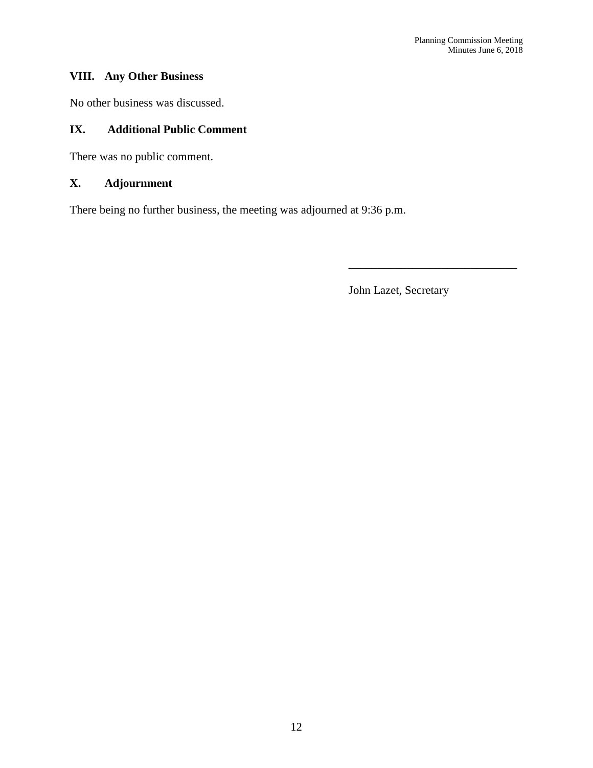## VIII. Any Other Business

No other business was discussed.

## IX. Additional Public Comment

There was no public comment.

## X. Adjournment

There being no further business, the meeting was adjourned at 9:36 p.m.

_____________________________

John Lazet, Secretary